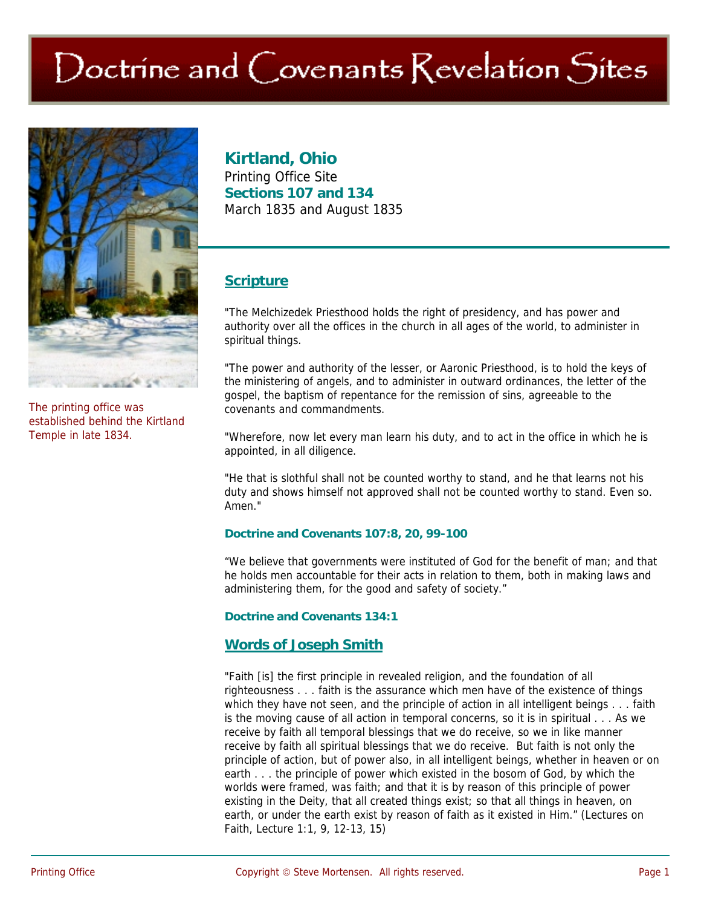# Doctrine and Covenants Revelation Sites

The printing office was established behind the Kirtland Temple in late 1834.

## Kirtland, Ohio

Printing Office Site

**Sections 107 and 134**

March 1835 and August 1835

## Scripture

"The Melchizedek Priesthood holds the right of presidency, and has power and authority over all the offices in the church in all ages of the world, to administer in spiritual things.

"The power and authority of the lesser, or Aaronic Priesthood, is to hold the keys of the ministering of angels, and to administer in outward ordinances, the letter of the gospel, the baptism of repentance for the remission of sins, agreeable to the covenants and commandments.

"Wherefore, now let every man learn his duty, and to act in the office in which he is appointed, in all diligence.

"He that is slothful shall not be counted worthy to stand, and he that learns not his duty and shows himself not approved shall not be counted worthy to stand. Even so. Amen."

**Doctrine and Covenants 107:8, 20, 99-100**

"We believe that governments were instituted of God for the benefit of man; and that he holds men accountable for their acts in relation to them, both in making laws and administering them, for the good and safety of society."

**Doctrine and Covenants 134:1**

## Words of Joseph Smith

"Faith [is] the first principle in revealed religion, and the foundation of all righteousness . . . faith is the assurance which men have of the existence of things which they have not seen, and the principle of action in all intelligent beings . . . faith is the moving cause of all action in temporal concerns, so it is in spiritual . . . As we receive by faith all temporal blessings that we do receive, so we in like manner receive by faith all spiritual blessings that we do receive. But faith is not only the principle of action, but of power also, in all intelligent beings, whether in heaven or on earth . . . the principle of power which existed in the bosom of God, by which the worlds were framed, was faith; and that it is by reason of this principle of power existing in the Deity, that all created things exist; so that all things in heaven, on earth, or under the earth exist by reason of faith as it existed in Him." (Lectures on Faith, Lecture 1:1, 9, 12-13, 15)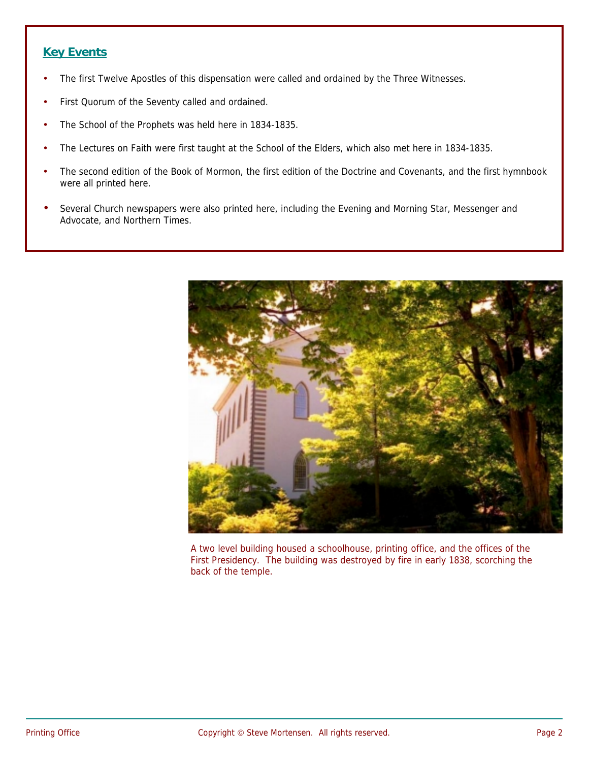## Key Events

- The first Twelve Apostles of this dispensation were called and ordained by the Three Witnesses.
- First Quorum of the Seventy called and ordained.
- The School of the Prophets was held here in 1834-1835.
- The Lectures on Faith were first taught at the School of the Elders, which also met here in 1834-1835.
- The second edition of the Book of Mormon, the first edition of the Doctrine and Covenants, and the first hymnbook were all printed here.
- Several Church newspapers were also printed here, including the Evening and Morning Star, Messenger and Advocate, and Northern Times.

A two level building housed a schoolhouse, printing office, and the offices of the First Presidency. The building was destroyed by fire in early 1838, scorching the back of the temple.